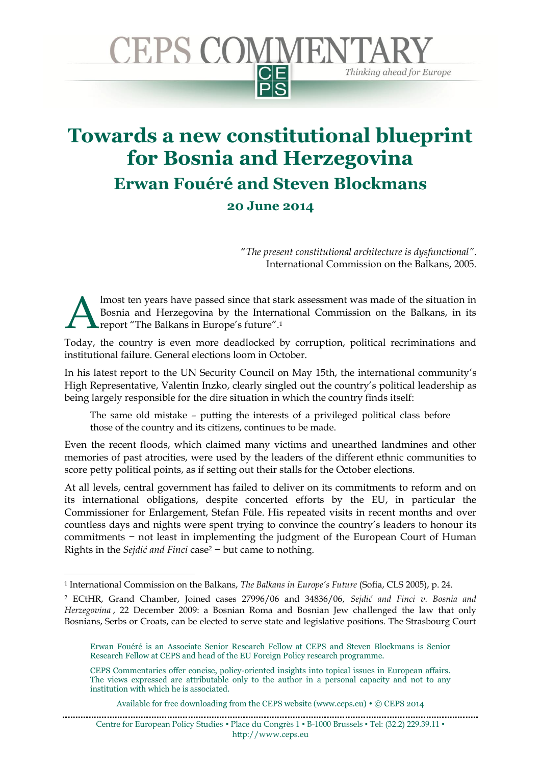# Towards a new constitutional blueprint for Bosnia and Herzegovina

## Erwan Fouéré and Steven Blockmans

### 20 June 2014

> "*The present constitutional architecture is dysfunctional*".
> International Commission on the Balkans, 2005.

Almost ten years have passed since that stark assessment was made of the situation in Bosnia and Herzegovina by the International Commission on the Balkans, in its report "The Balkans in Europe's future".[1]

Today, the country is even more deadlocked by corruption, political recriminations and institutional failure. General elections loom in October.

In his latest report to the UN Security Council on May 15th, the international community's High Representative, Valentin Inzko, clearly singled out the country's political leadership as being largely responsible for the dire situation in which the country finds itself:

> The same old mistake – putting the interests of a privileged political class before those of the country and its citizens, continues to be made.

Even the recent floods, which claimed many victims and unearthed landmines and other memories of past atrocities, were used by the leaders of the different ethnic communities to score petty political points, as if setting out their stalls for the October elections.

At all levels, central government has failed to deliver on its commitments to reform and on its international obligations, despite concerted efforts by the EU, in particular the Commissioner for Enlargement, Stefan Füle. His repeated visits in recent months and over countless days and nights were spent trying to convince the country's leaders to honour its commitments − not least in implementing the judgment of the European Court of Human Rights in the *Sejdić and Finci* case[2] − but came to nothing.

---

[1] International Commission on the Balkans, *The Balkans in Europe's Future* (Sofia, CLS 2005), p. 24.

[2] ECtHR, Grand Chamber, Joined cases 27996/06 and 34836/06, *Sejdić and Finci v. Bosnia and Herzegovina* , 22 December 2009: a Bosnian Roma and Bosnian Jew challenged the law that only Bosnians, Serbs or Croats, can be elected to serve state and legislative positions. The Strasbourg Court

Erwan Fouéré is an Associate Senior Research Fellow at CEPS and Steven Blockmans is Senior Research Fellow at CEPS and head of the EU Foreign Policy research programme.

CEPS Commentaries offer concise, policy-oriented insights into topical issues in European affairs. The views expressed are attributable only to the author in a personal capacity and not to any institution with which he is associated.

Available for free downloading from the CEPS website (www.ceps.eu) • © CEPS 2014

Centre for European Policy Studies ▪ Place du Congrès 1 ▪ B-1000 Brussels ▪ Tel: (32.2) 229.39.11 ▪ http://www.ceps.eu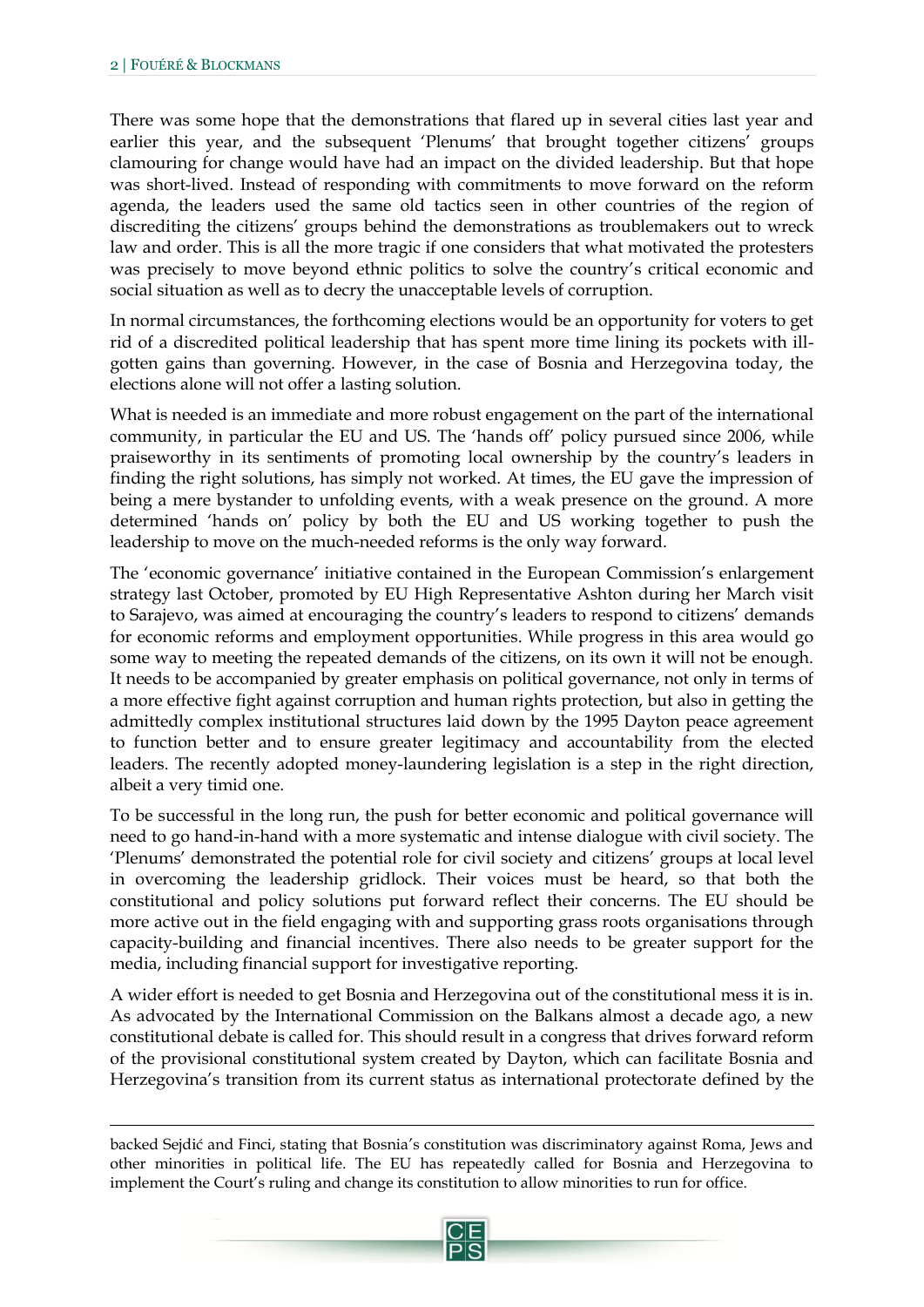There was some hope that the demonstrations that flared up in several cities last year and earlier this year, and the subsequent 'Plenums' that brought together citizens' groups clamouring for change would have had an impact on the divided leadership. But that hope was short-lived. Instead of responding with commitments to move forward on the reform agenda, the leaders used the same old tactics seen in other countries of the region of discrediting the citizens' groups behind the demonstrations as troublemakers out to wreck law and order. This is all the more tragic if one considers that what motivated the protesters was precisely to move beyond ethnic politics to solve the country's critical economic and social situation as well as to decry the unacceptable levels of corruption.

In normal circumstances, the forthcoming elections would be an opportunity for voters to get rid of a discredited political leadership that has spent more time lining its pockets with ill-gotten gains than governing. However, in the case of Bosnia and Herzegovina today, the elections alone will not offer a lasting solution.

What is needed is an immediate and more robust engagement on the part of the international community, in particular the EU and US. The 'hands off' policy pursued since 2006, while praiseworthy in its sentiments of promoting local ownership by the country's leaders in finding the right solutions, has simply not worked. At times, the EU gave the impression of being a mere bystander to unfolding events, with a weak presence on the ground. A more determined 'hands on' policy by both the EU and US working together to push the leadership to move on the much-needed reforms is the only way forward.

The 'economic governance' initiative contained in the European Commission's enlargement strategy last October, promoted by EU High Representative Ashton during her March visit to Sarajevo, was aimed at encouraging the country's leaders to respond to citizens' demands for economic reforms and employment opportunities. While progress in this area would go some way to meeting the repeated demands of the citizens, on its own it will not be enough. It needs to be accompanied by greater emphasis on political governance, not only in terms of a more effective fight against corruption and human rights protection, but also in getting the admittedly complex institutional structures laid down by the 1995 Dayton peace agreement to function better and to ensure greater legitimacy and accountability from the elected leaders. The recently adopted money-laundering legislation is a step in the right direction, albeit a very timid one.

To be successful in the long run, the push for better economic and political governance will need to go hand-in-hand with a more systematic and intense dialogue with civil society. The 'Plenums' demonstrated the potential role for civil society and citizens' groups at local level in overcoming the leadership gridlock. Their voices must be heard, so that both the constitutional and policy solutions put forward reflect their concerns. The EU should be more active out in the field engaging with and supporting grass roots organisations through capacity-building and financial incentives. There also needs to be greater support for the media, including financial support for investigative reporting.

A wider effort is needed to get Bosnia and Herzegovina out of the constitutional mess it is in. As advocated by the International Commission on the Balkans almost a decade ago, a new constitutional debate is called for. This should result in a congress that drives forward reform of the provisional constitutional system created by Dayton, which can facilitate Bosnia and Herzegovina's transition from its current status as international protectorate defined by the

---

backed Sejdić and Finci, stating that Bosnia's constitution was discriminatory against Roma, Jews and other minorities in political life. The EU has repeatedly called for Bosnia and Herzegovina to implement the Court's ruling and change its constitution to allow minorities to run for office.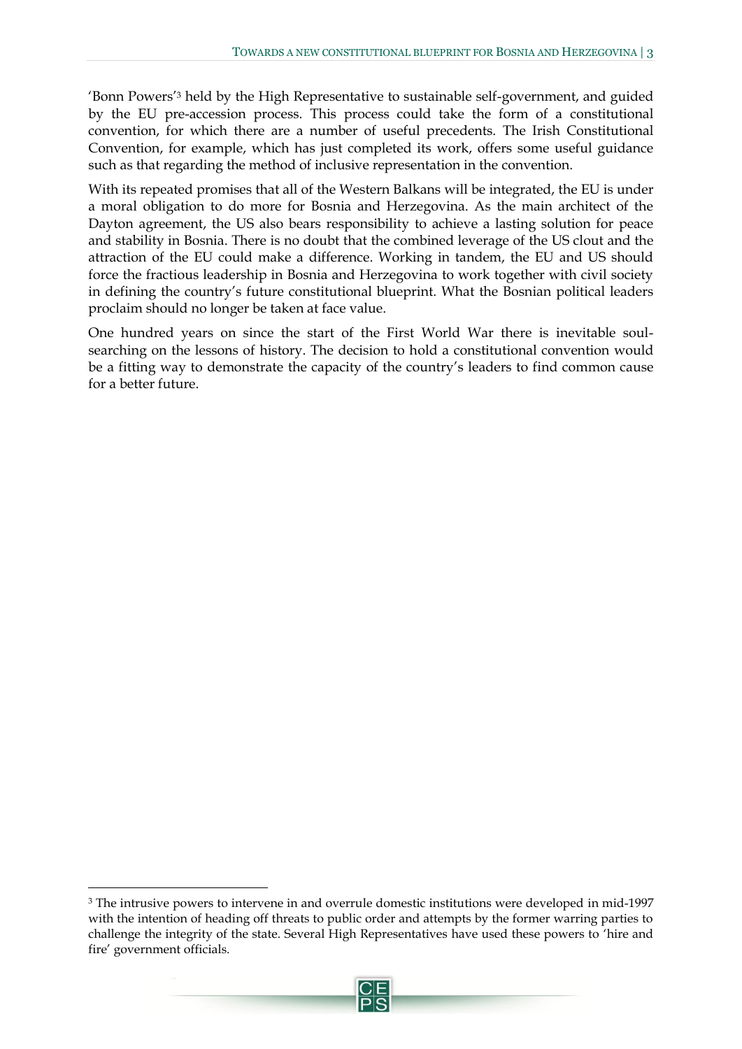'Bonn Powers'[3] held by the High Representative to sustainable self-government, and guided by the EU pre-accession process. This process could take the form of a constitutional convention, for which there are a number of useful precedents. The Irish Constitutional Convention, for example, which has just completed its work, offers some useful guidance such as that regarding the method of inclusive representation in the convention.

With its repeated promises that all of the Western Balkans will be integrated, the EU is under a moral obligation to do more for Bosnia and Herzegovina. As the main architect of the Dayton agreement, the US also bears responsibility to achieve a lasting solution for peace and stability in Bosnia. There is no doubt that the combined leverage of the US clout and the attraction of the EU could make a difference. Working in tandem, the EU and US should force the fractious leadership in Bosnia and Herzegovina to work together with civil society in defining the country's future constitutional blueprint. What the Bosnian political leaders proclaim should no longer be taken at face value.

One hundred years on since the start of the First World War there is inevitable soul-searching on the lessons of history. The decision to hold a constitutional convention would be a fitting way to demonstrate the capacity of the country's leaders to find common cause for a better future.

---

[3] The intrusive powers to intervene in and overrule domestic institutions were developed in mid-1997 with the intention of heading off threats to public order and attempts by the former warring parties to challenge the integrity of the state. Several High Representatives have used these powers to 'hire and fire' government officials.